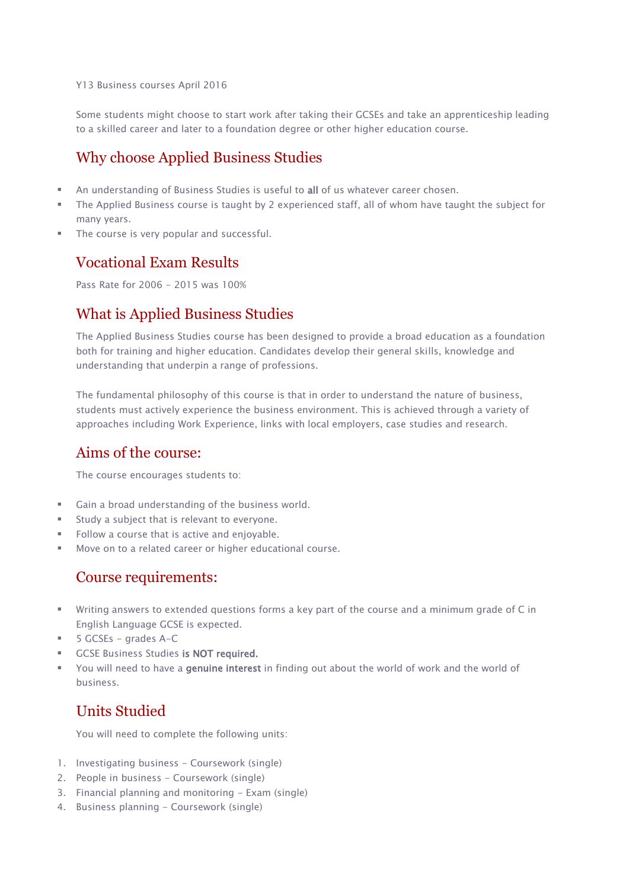Y13 Business courses April 2016

Some students might choose to start work after taking their GCSEs and take an apprenticeship leading to a skilled career and later to a foundation degree or other higher education course.

## Why choose Applied Business Studies

- An understanding of Business Studies is useful to **all** of us whatever career chosen.
- The Applied Business course is taught by 2 experienced staff, all of whom have taught the subject for many years.
- The course is very popular and successful.

## Vocational Exam Results

Pass Rate for 2006 - 2015 was 100%

## What is Applied Business Studies

The Applied Business Studies course has been designed to provide a broad education as a foundation both for training and higher education. Candidates develop their general skills, knowledge and understanding that underpin a range of professions.

The fundamental philosophy of this course is that in order to understand the nature of business, students must actively experience the business environment. This is achieved through a variety of approaches including Work Experience, links with local employers, case studies and research.

## Aims of the course:

The course encourages students to:

- Gain a broad understanding of the business world.
- Study a subject that is relevant to everyone.
- Follow a course that is active and enjoyable.
- Move on to a related career or higher educational course.

## Course requirements:

- Writing answers to extended questions forms a key part of the course and a minimum grade of C in English Language GCSE is expected.
- 5 GCSEs - grades A-C
- GCSE Business Studies **is NOT required.**
- You will need to have a **genuine interest** in finding out about the world of work and the world of business.

## Units Studied

You will need to complete the following units:

1. Investigating business - Coursework (single)
2. People in business - Coursework (single)
3. Financial planning and monitoring - Exam (single)
4. Business planning - Coursework (single)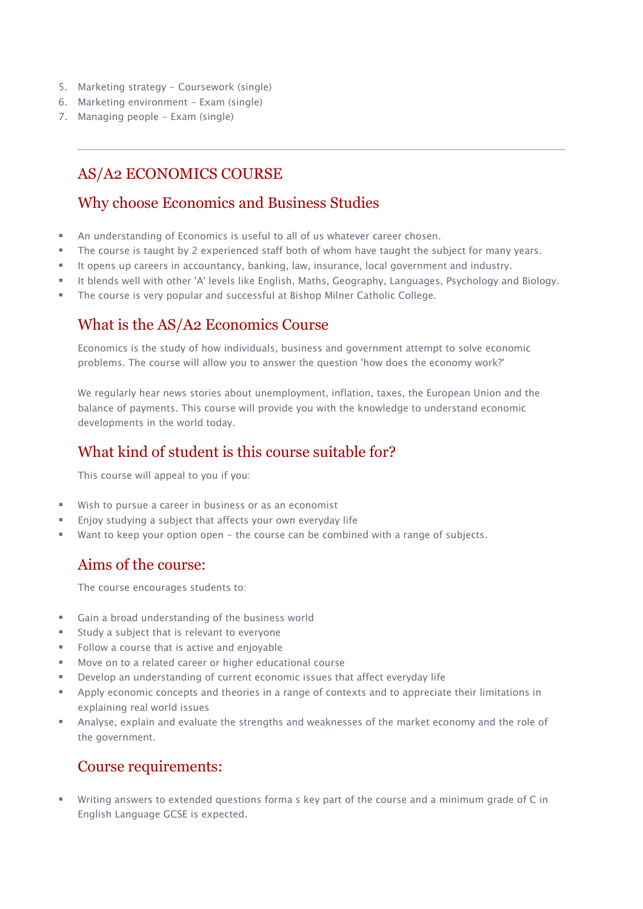5. Marketing strategy – Coursework (single)
6. Marketing environment – Exam (single)
7. Managing people – Exam (single)

---

## AS/A2 ECONOMICS COURSE

### Why choose Economics and Business Studies

- An understanding of Economics is useful to all of us whatever career chosen.
- The course is taught by 2 experienced staff both of whom have taught the subject for many years.
- It opens up careers in accountancy, banking, law, insurance, local government and industry.
- It blends well with other 'A' levels like English, Maths, Geography, Languages, Psychology and Biology.
- The course is very popular and successful at Bishop Milner Catholic College.

### What is the AS/A2 Economics Course

Economics is the study of how individuals, business and government attempt to solve economic problems. The course will allow you to answer the question 'how does the economy work?'

We regularly hear news stories about unemployment, inflation, taxes, the European Union and the balance of payments. This course will provide you with the knowledge to understand economic developments in the world today.

### What kind of student is this course suitable for?

This course will appeal to you if you:

- Wish to pursue a career in business or as an economist
- Enjoy studying a subject that affects your own everyday life
- Want to keep your option open – the course can be combined with a range of subjects.

### Aims of the course:

The course encourages students to:

- Gain a broad understanding of the business world
- Study a subject that is relevant to everyone
- Follow a course that is active and enjoyable
- Move on to a related career or higher educational course
- Develop an understanding of current economic issues that affect everyday life
- Apply economic concepts and theories in a range of contexts and to appreciate their limitations in explaining real world issues
- Analyse, explain and evaluate the strengths and weaknesses of the market economy and the role of the government.

### Course requirements:

- Writing answers to extended questions forma s key part of the course and a minimum grade of C in English Language GCSE is expected.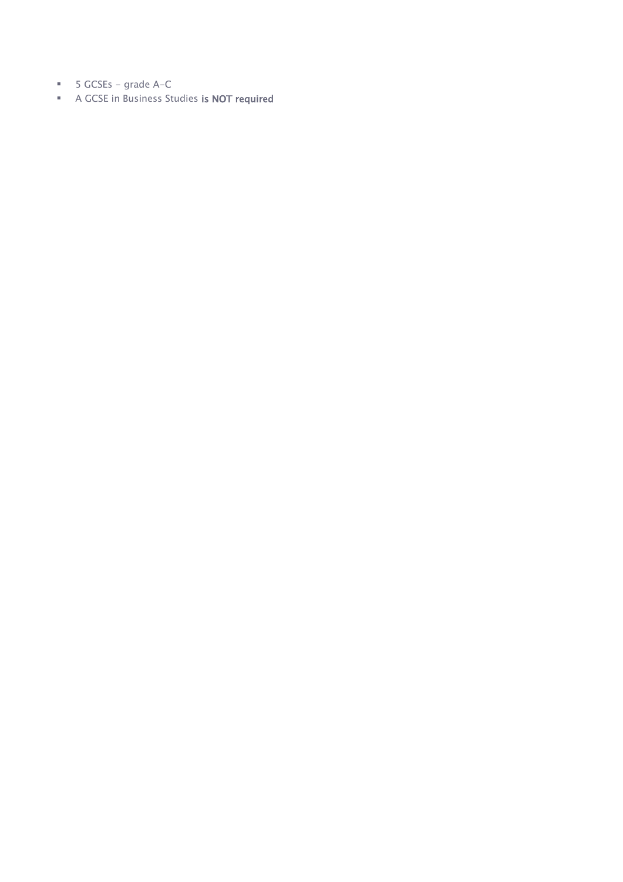- 5 GCSEs - grade A-C
- A GCSE in Business Studies **is NOT required**